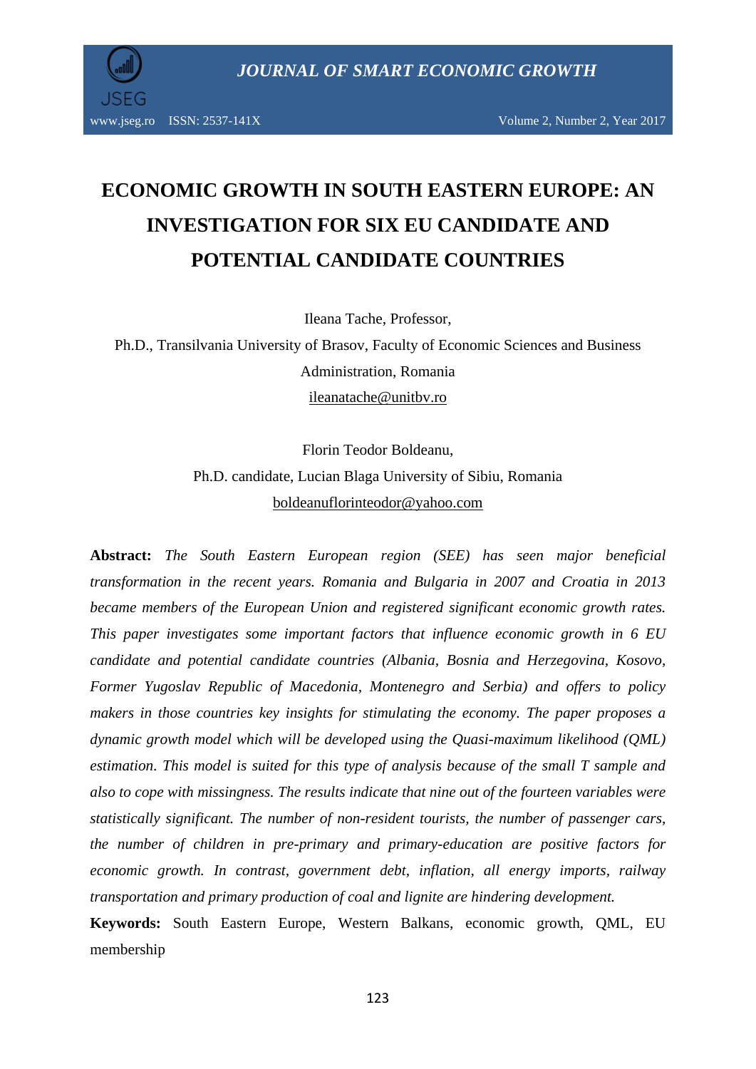# ECONOMIC GROWTH IN SOUTH EASTERN EUROPE: AN INVESTIGATION FOR SIX EU CANDIDATE AND POTENTIAL CANDIDATE COUNTRIES

Ileana Tache, Professor,

Ph.D., Transilvania University of Brasov, Faculty of Economic Sciences and Business Administration, Romania

ileanatache@unitbv.ro

Florin Teodor Boldeanu,

Ph.D. candidate, Lucian Blaga University of Sibiu, Romania

boldeanuflorinteodor@yahoo.com

**Abstract:** *The South Eastern European region (SEE) has seen major beneficial transformation in the recent years. Romania and Bulgaria in 2007 and Croatia in 2013 became members of the European Union and registered significant economic growth rates. This paper investigates some important factors that influence economic growth in 6 EU candidate and potential candidate countries (Albania, Bosnia and Herzegovina, Kosovo, Former Yugoslav Republic of Macedonia, Montenegro and Serbia) and offers to policy makers in those countries key insights for stimulating the economy. The paper proposes a dynamic growth model which will be developed using the Quasi-maximum likelihood (QML) estimation. This model is suited for this type of analysis because of the small T sample and also to cope with missingness. The results indicate that nine out of the fourteen variables were statistically significant. The number of non-resident tourists, the number of passenger cars, the number of children in pre-primary and primary-education are positive factors for economic growth. In contrast, government debt, inflation, all energy imports, railway transportation and primary production of coal and lignite are hindering development.*

**Keywords:** South Eastern Europe, Western Balkans, economic growth, QML, EU membership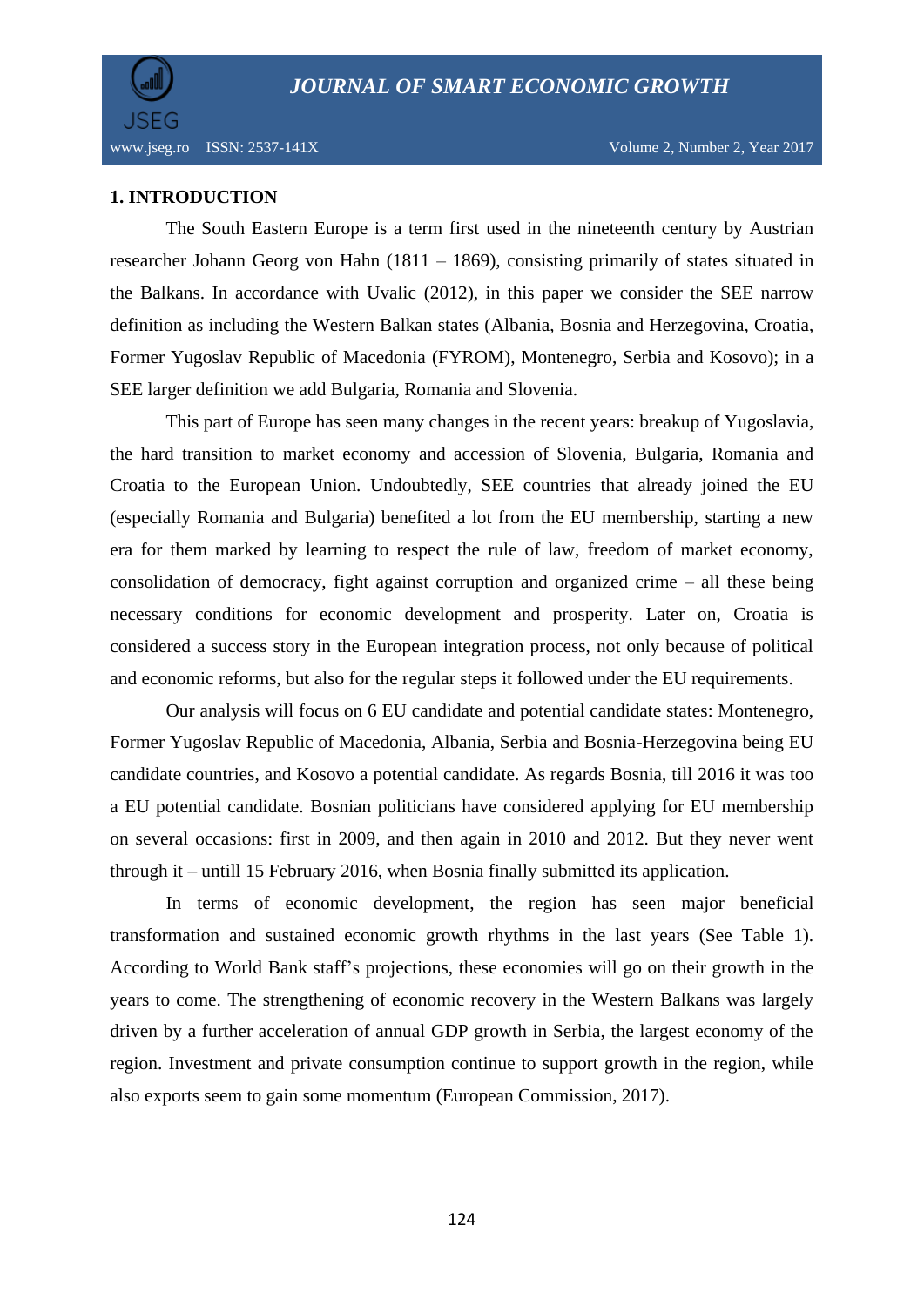## 1. INTRODUCTION

The South Eastern Europe is a term first used in the nineteenth century by Austrian researcher Johann Georg von Hahn (1811 – 1869), consisting primarily of states situated in the Balkans. In accordance with Uvalic (2012), in this paper we consider the SEE narrow definition as including the Western Balkan states (Albania, Bosnia and Herzegovina, Croatia, Former Yugoslav Republic of Macedonia (FYROM), Montenegro, Serbia and Kosovo); in a SEE larger definition we add Bulgaria, Romania and Slovenia.

This part of Europe has seen many changes in the recent years: breakup of Yugoslavia, the hard transition to market economy and accession of Slovenia, Bulgaria, Romania and Croatia to the European Union. Undoubtedly, SEE countries that already joined the EU (especially Romania and Bulgaria) benefited a lot from the EU membership, starting a new era for them marked by learning to respect the rule of law, freedom of market economy, consolidation of democracy, fight against corruption and organized crime – all these being necessary conditions for economic development and prosperity. Later on, Croatia is considered a success story in the European integration process, not only because of political and economic reforms, but also for the regular steps it followed under the EU requirements.

Our analysis will focus on 6 EU candidate and potential candidate states: Montenegro, Former Yugoslav Republic of Macedonia, Albania, Serbia and Bosnia-Herzegovina being EU candidate countries, and Kosovo a potential candidate. As regards Bosnia, till 2016 it was too a EU potential candidate. Bosnian politicians have considered applying for EU membership on several occasions: first in 2009, and then again in 2010 and 2012. But they never went through it – untill 15 February 2016, when Bosnia finally submitted its application.

In terms of economic development, the region has seen major beneficial transformation and sustained economic growth rhythms in the last years (See Table 1). According to World Bank staff's projections, these economies will go on their growth in the years to come. The strengthening of economic recovery in the Western Balkans was largely driven by a further acceleration of annual GDP growth in Serbia, the largest economy of the region. Investment and private consumption continue to support growth in the region, while also exports seem to gain some momentum (European Commission, 2017).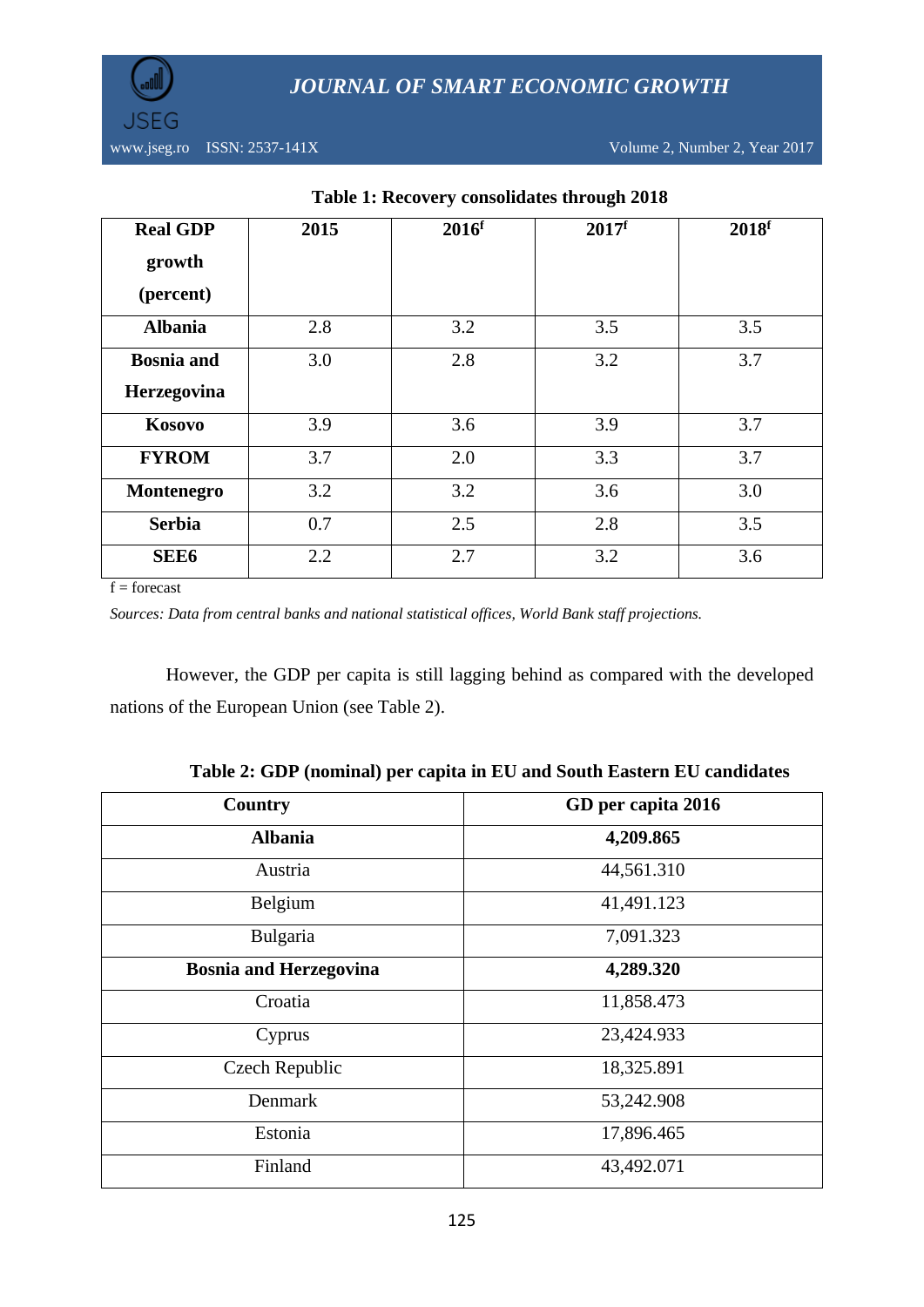**Table 1: Recovery consolidates through 2018**

| Real GDP growth (percent) | 2015 | 2016[f] | 2017[f] | 2018[f] |
|---|---|---|---|---|
| **Albania** | 2.8 | 3.2 | 3.5 | 3.5 |
| **Bosnia and Herzegovina** | 3.0 | 2.8 | 3.2 | 3.7 |
| **Kosovo** | 3.9 | 3.6 | 3.9 | 3.7 |
| **FYROM** | 3.7 | 2.0 | 3.3 | 3.7 |
| **Montenegro** | 3.2 | 3.2 | 3.6 | 3.0 |
| **Serbia** | 0.7 | 2.5 | 2.8 | 3.5 |
| **SEE6** | 2.2 | 2.7 | 3.2 | 3.6 |

f = forecast

*Sources: Data from central banks and national statistical offices, World Bank staff projections.*

However, the GDP per capita is still lagging behind as compared with the developed nations of the European Union (see Table 2).

**Table 2: GDP (nominal) per capita in EU and South Eastern EU candidates**

| Country | GD per capita 2016 |
|---|---|
| **Albania** | **4,209.865** |
| Austria | 44,561.310 |
| Belgium | 41,491.123 |
| Bulgaria | 7,091.323 |
| **Bosnia and Herzegovina** | **4,289.320** |
| Croatia | 11,858.473 |
| Cyprus | 23,424.933 |
| Czech Republic | 18,325.891 |
| Denmark | 53,242.908 |
| Estonia | 17,896.465 |
| Finland | 43,492.071 |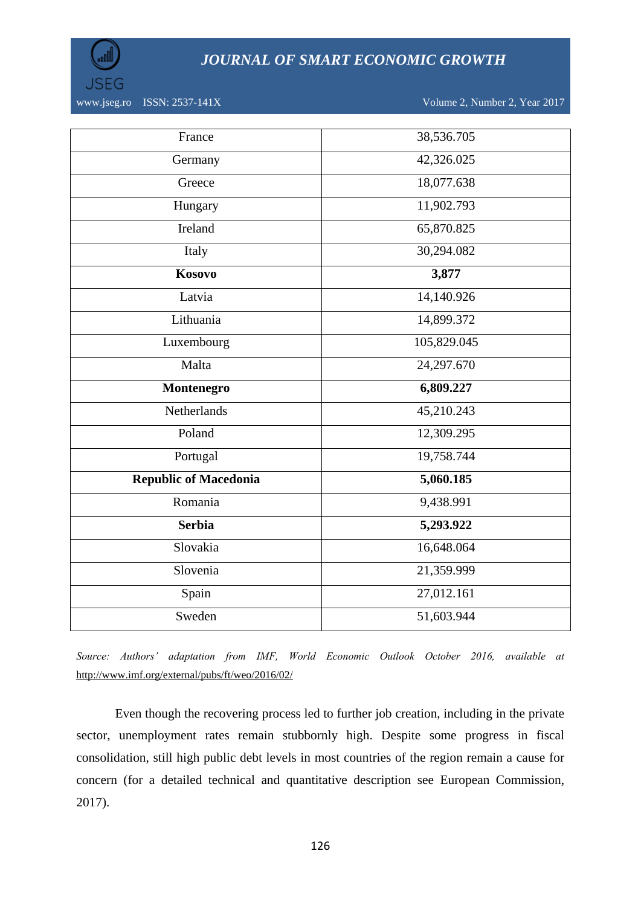| France | 38,536.705 |
|---|---|
| Germany | 42,326.025 |
| Greece | 18,077.638 |
| Hungary | 11,902.793 |
| Ireland | 65,870.825 |
| Italy | 30,294.082 |
| **Kosovo** | **3,877** |
| Latvia | 14,140.926 |
| Lithuania | 14,899.372 |
| Luxembourg | 105,829.045 |
| Malta | 24,297.670 |
| **Montenegro** | **6,809.227** |
| Netherlands | 45,210.243 |
| Poland | 12,309.295 |
| Portugal | 19,758.744 |
| **Republic of Macedonia** | **5,060.185** |
| Romania | 9,438.991 |
| **Serbia** | **5,293.922** |
| Slovakia | 16,648.064 |
| Slovenia | 21,359.999 |
| Spain | 27,012.161 |
| Sweden | 51,603.944 |

*Source: Authors' adaptation from IMF, World Economic Outlook October 2016, available at* http://www.imf.org/external/pubs/ft/weo/2016/02/

Even though the recovering process led to further job creation, including in the private sector, unemployment rates remain stubbornly high. Despite some progress in fiscal consolidation, still high public debt levels in most countries of the region remain a cause for concern (for a detailed technical and quantitative description see European Commission, 2017).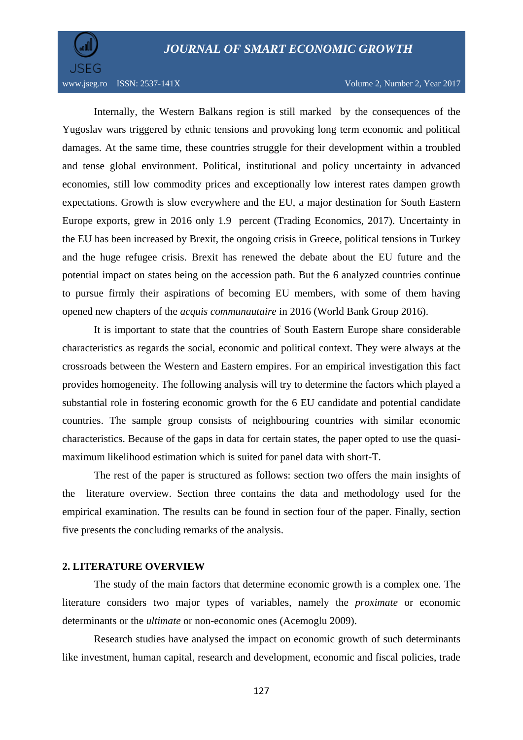Internally, the Western Balkans region is still marked by the consequences of the Yugoslav wars triggered by ethnic tensions and provoking long term economic and political damages. At the same time, these countries struggle for their development within a troubled and tense global environment. Political, institutional and policy uncertainty in advanced economies, still low commodity prices and exceptionally low interest rates dampen growth expectations. Growth is slow everywhere and the EU, a major destination for South Eastern Europe exports, grew in 2016 only 1.9 percent (Trading Economics, 2017). Uncertainty in the EU has been increased by Brexit, the ongoing crisis in Greece, political tensions in Turkey and the huge refugee crisis. Brexit has renewed the debate about the EU future and the potential impact on states being on the accession path. But the 6 analyzed countries continue to pursue firmly their aspirations of becoming EU members, with some of them having opened new chapters of the *acquis communautaire* in 2016 (World Bank Group 2016).

It is important to state that the countries of South Eastern Europe share considerable characteristics as regards the social, economic and political context. They were always at the crossroads between the Western and Eastern empires. For an empirical investigation this fact provides homogeneity. The following analysis will try to determine the factors which played a substantial role in fostering economic growth for the 6 EU candidate and potential candidate countries. The sample group consists of neighbouring countries with similar economic characteristics. Because of the gaps in data for certain states, the paper opted to use the quasi-maximum likelihood estimation which is suited for panel data with short-T.

The rest of the paper is structured as follows: section two offers the main insights of the literature overview. Section three contains the data and methodology used for the empirical examination. The results can be found in section four of the paper. Finally, section five presents the concluding remarks of the analysis.

## 2. LITERATURE OVERVIEW

The study of the main factors that determine economic growth is a complex one. The literature considers two major types of variables, namely the *proximate* or economic determinants or the *ultimate* or non-economic ones (Acemoglu 2009).

Research studies have analysed the impact on economic growth of such determinants like investment, human capital, research and development, economic and fiscal policies, trade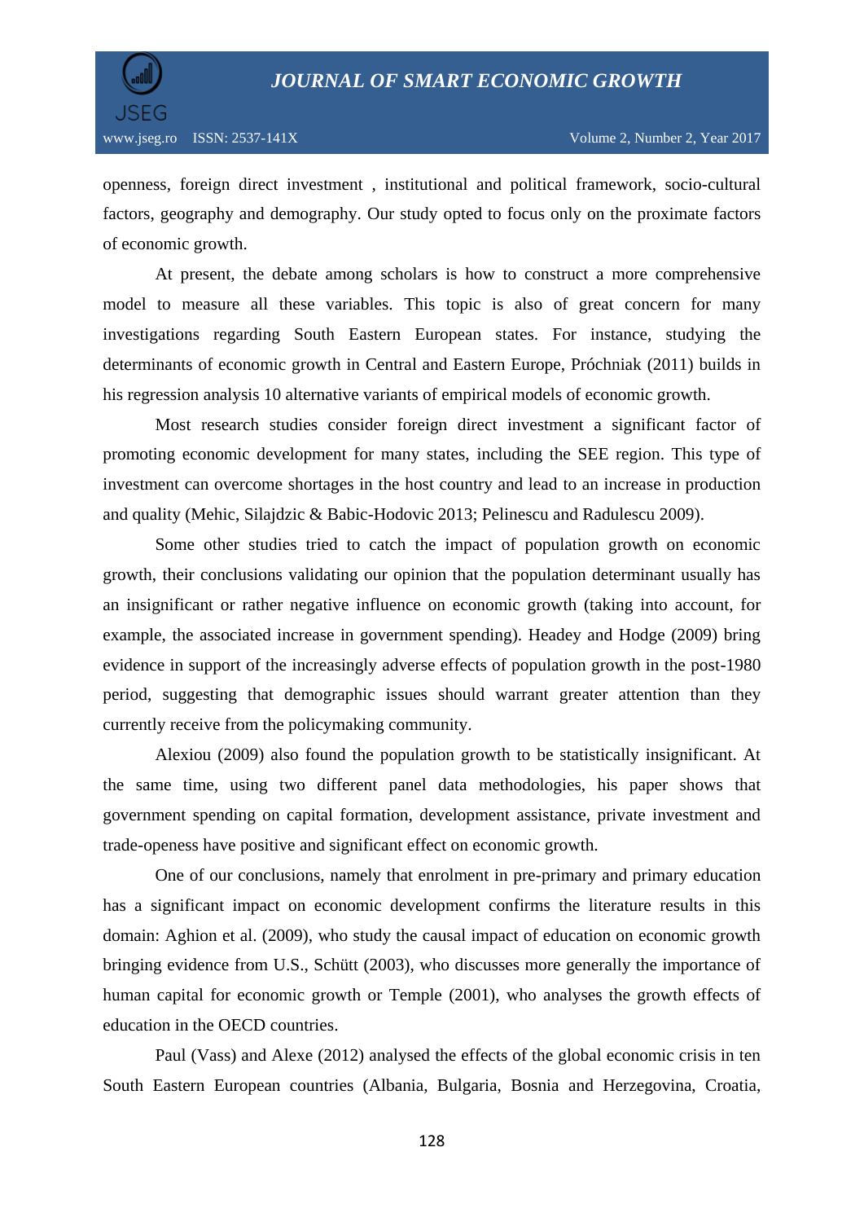openness, foreign direct investment , institutional and political framework, socio-cultural factors, geography and demography. Our study opted to focus only on the proximate factors of economic growth.

At present, the debate among scholars is how to construct a more comprehensive model to measure all these variables. This topic is also of great concern for many investigations regarding South Eastern European states. For instance, studying the determinants of economic growth in Central and Eastern Europe, Próchniak (2011) builds in his regression analysis 10 alternative variants of empirical models of economic growth.

Most research studies consider foreign direct investment a significant factor of promoting economic development for many states, including the SEE region. This type of investment can overcome shortages in the host country and lead to an increase in production and quality (Mehic, Silajdzic & Babic-Hodovic 2013; Pelinescu and Radulescu 2009).

Some other studies tried to catch the impact of population growth on economic growth, their conclusions validating our opinion that the population determinant usually has an insignificant or rather negative influence on economic growth (taking into account, for example, the associated increase in government spending). Headey and Hodge (2009) bring evidence in support of the increasingly adverse effects of population growth in the post-1980 period, suggesting that demographic issues should warrant greater attention than they currently receive from the policymaking community.

Alexiou (2009) also found the population growth to be statistically insignificant. At the same time, using two different panel data methodologies, his paper shows that government spending on capital formation, development assistance, private investment and trade-openess have positive and significant effect on economic growth.

One of our conclusions, namely that enrolment in pre-primary and primary education has a significant impact on economic development confirms the literature results in this domain: Aghion et al. (2009), who study the causal impact of education on economic growth bringing evidence from U.S., Schütt (2003), who discusses more generally the importance of human capital for economic growth or Temple (2001), who analyses the growth effects of education in the OECD countries.

Paul (Vass) and Alexe (2012) analysed the effects of the global economic crisis in ten South Eastern European countries (Albania, Bulgaria, Bosnia and Herzegovina, Croatia,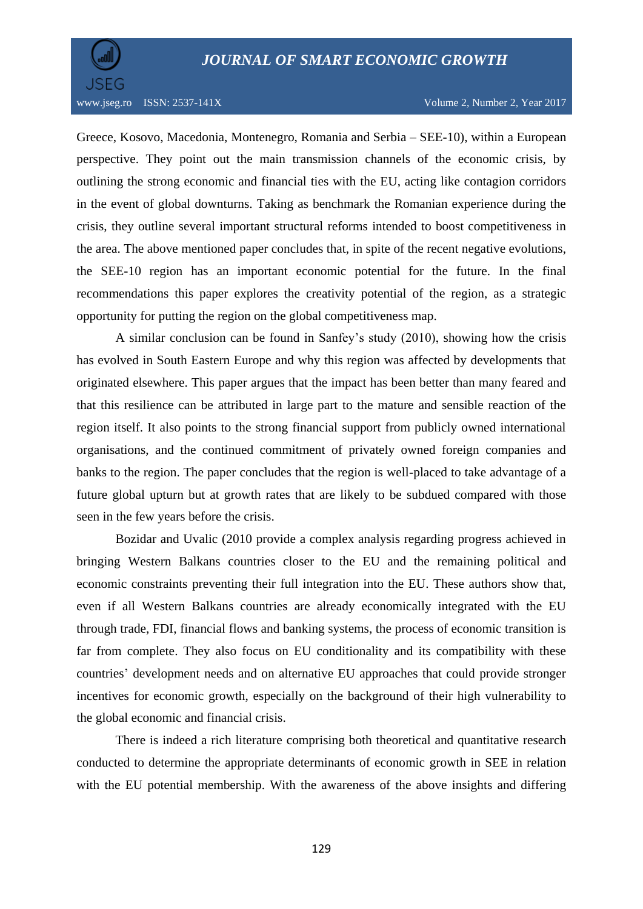Greece, Kosovo, Macedonia, Montenegro, Romania and Serbia – SEE-10), within a European perspective. They point out the main transmission channels of the economic crisis, by outlining the strong economic and financial ties with the EU, acting like contagion corridors in the event of global downturns. Taking as benchmark the Romanian experience during the crisis, they outline several important structural reforms intended to boost competitiveness in the area. The above mentioned paper concludes that, in spite of the recent negative evolutions, the SEE-10 region has an important economic potential for the future. In the final recommendations this paper explores the creativity potential of the region, as a strategic opportunity for putting the region on the global competitiveness map.

A similar conclusion can be found in Sanfey's study (2010), showing how the crisis has evolved in South Eastern Europe and why this region was affected by developments that originated elsewhere. This paper argues that the impact has been better than many feared and that this resilience can be attributed in large part to the mature and sensible reaction of the region itself. It also points to the strong financial support from publicly owned international organisations, and the continued commitment of privately owned foreign companies and banks to the region. The paper concludes that the region is well-placed to take advantage of a future global upturn but at growth rates that are likely to be subdued compared with those seen in the few years before the crisis.

Bozidar and Uvalic (2010 provide a complex analysis regarding progress achieved in bringing Western Balkans countries closer to the EU and the remaining political and economic constraints preventing their full integration into the EU. These authors show that, even if all Western Balkans countries are already economically integrated with the EU through trade, FDI, financial flows and banking systems, the process of economic transition is far from complete. They also focus on EU conditionality and its compatibility with these countries' development needs and on alternative EU approaches that could provide stronger incentives for economic growth, especially on the background of their high vulnerability to the global economic and financial crisis.

There is indeed a rich literature comprising both theoretical and quantitative research conducted to determine the appropriate determinants of economic growth in SEE in relation with the EU potential membership. With the awareness of the above insights and differing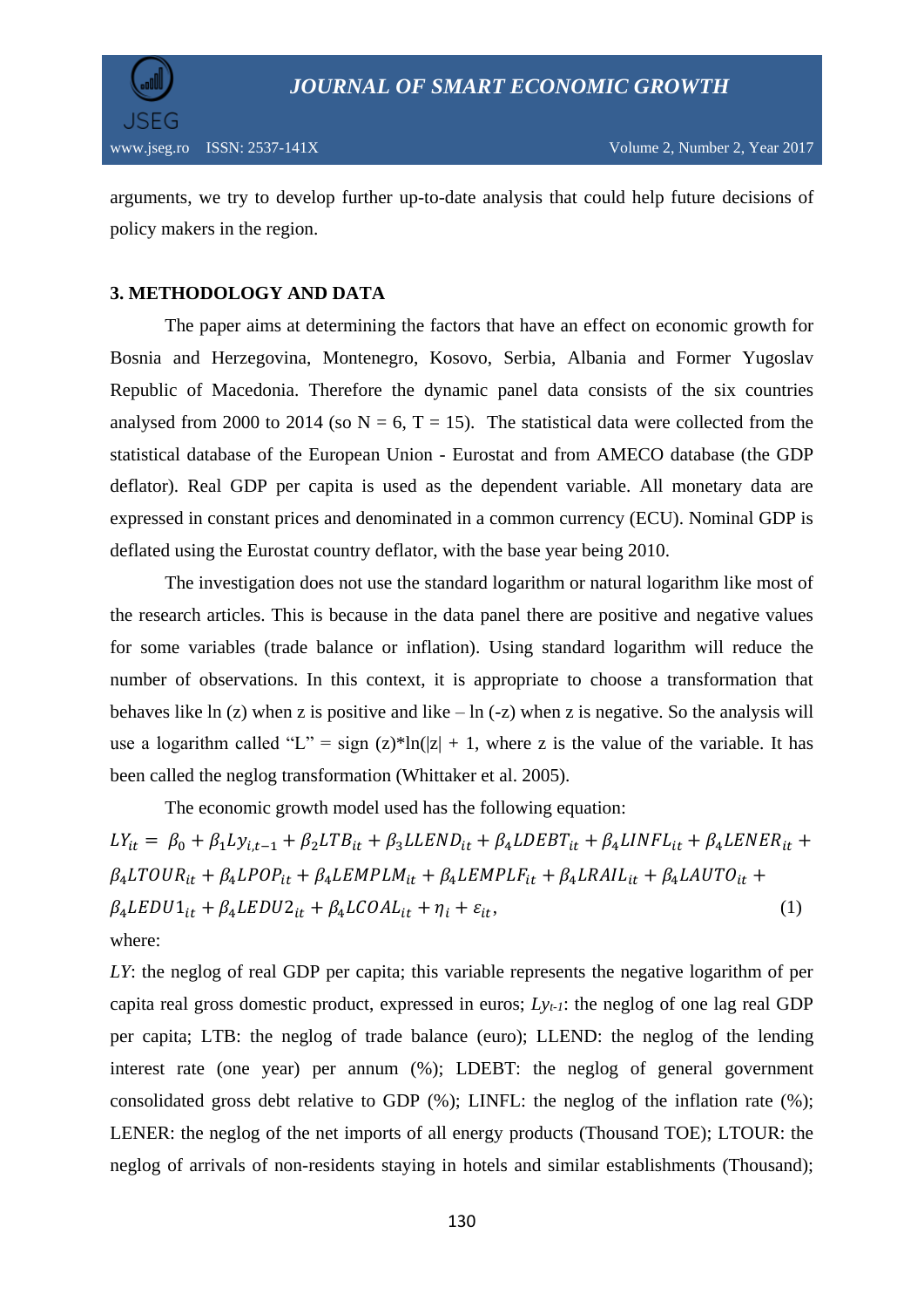arguments, we try to develop further up-to-date analysis that could help future decisions of policy makers in the region.

## 3. METHODOLOGY AND DATA

The paper aims at determining the factors that have an effect on economic growth for Bosnia and Herzegovina, Montenegro, Kosovo, Serbia, Albania and Former Yugoslav Republic of Macedonia. Therefore the dynamic panel data consists of the six countries analysed from 2000 to 2014 (so N = 6, T = 15). The statistical data were collected from the statistical database of the European Union - Eurostat and from AMECO database (the GDP deflator). Real GDP per capita is used as the dependent variable. All monetary data are expressed in constant prices and denominated in a common currency (ECU). Nominal GDP is deflated using the Eurostat country deflator, with the base year being 2010.

The investigation does not use the standard logarithm or natural logarithm like most of the research articles. This is because in the data panel there are positive and negative values for some variables (trade balance or inflation). Using standard logarithm will reduce the number of observations. In this context, it is appropriate to choose a transformation that behaves like ln (z) when z is positive and like – ln (-z) when z is negative. So the analysis will use a logarithm called "L" = sign (z)*ln(|z| + 1, where z is the value of the variable. It has been called the neglog transformation (Whittaker et al. 2005).

The economic growth model used has the following equation:

$$LY_{it} = \beta_0 + \beta_1 Ly_{i,t-1} + \beta_2 LTB_{it} + \beta_3 LLEND_{it} + \beta_4 LDEBT_{it} + \beta_4 LINFL_{it} + \beta_4 LENER_{it} + \beta_4 LTOUR_{it} + \beta_4 LPOP_{it} + \beta_4 LEMPLM_{it} + \beta_4 LEMPLF_{it} + \beta_4 LRAIL_{it} + \beta_4 LAUTO_{it} + \beta_4 LEDU1_{it} + \beta_4 LEDU2_{it} + \beta_4 LCOAL_{it} + \eta_i + \varepsilon_{it}, \quad (1)$$

where:

*LY*: the neglog of real GDP per capita; this variable represents the negative logarithm of per capita real gross domestic product, expressed in euros; *Ly*$_{t-1}$: the neglog of one lag real GDP per capita; LTB: the neglog of trade balance (euro); LLEND: the neglog of the lending interest rate (one year) per annum (%); LDEBT: the neglog of general government consolidated gross debt relative to GDP (%); LINFL: the neglog of the inflation rate (%); LENER: the neglog of the net imports of all energy products (Thousand TOE); LTOUR: the neglog of arrivals of non-residents staying in hotels and similar establishments (Thousand);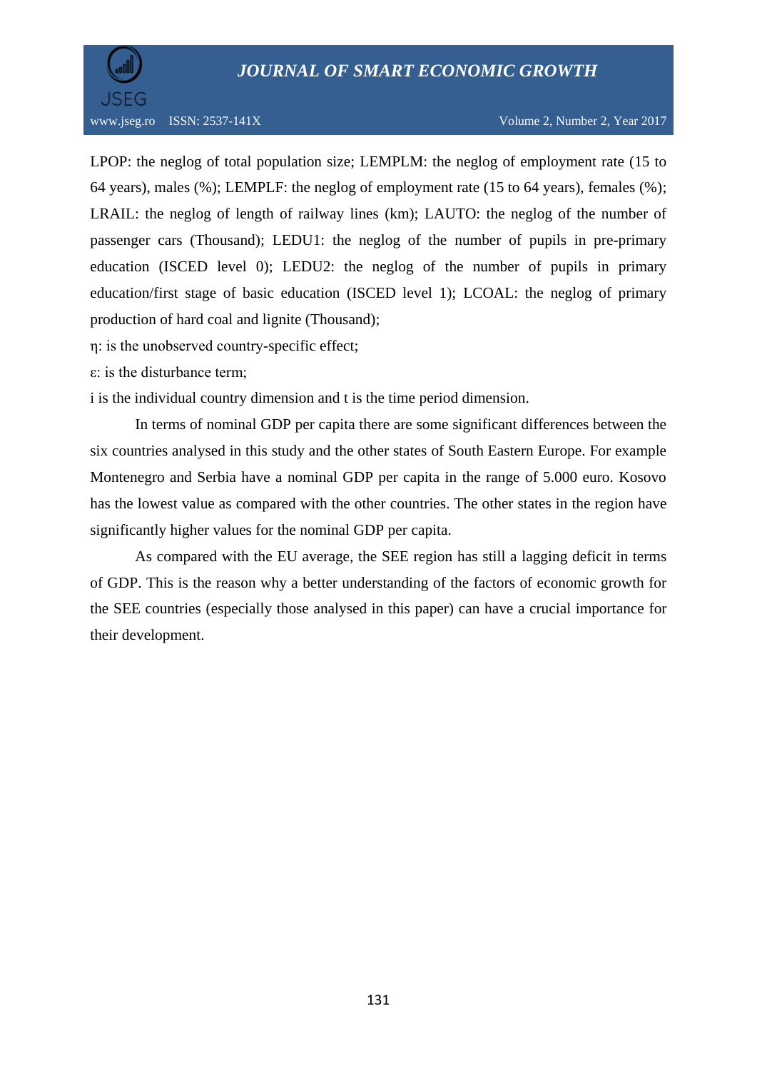LPOP: the neglog of total population size; LEMPLM: the neglog of employment rate (15 to 64 years), males (%); LEMPLF: the neglog of employment rate (15 to 64 years), females (%); LRAIL: the neglog of length of railway lines (km); LAUTO: the neglog of the number of passenger cars (Thousand); LEDU1: the neglog of the number of pupils in pre-primary education (ISCED level 0); LEDU2: the neglog of the number of pupils in primary education/first stage of basic education (ISCED level 1); LCOAL: the neglog of primary production of hard coal and lignite (Thousand);

$\eta$: is the unobserved country-specific effect;

$\varepsilon$: is the disturbance term;

i is the individual country dimension and t is the time period dimension.

In terms of nominal GDP per capita there are some significant differences between the six countries analysed in this study and the other states of South Eastern Europe. For example Montenegro and Serbia have a nominal GDP per capita in the range of 5.000 euro. Kosovo has the lowest value as compared with the other countries. The other states in the region have significantly higher values for the nominal GDP per capita.

As compared with the EU average, the SEE region has still a lagging deficit in terms of GDP. This is the reason why a better understanding of the factors of economic growth for the SEE countries (especially those analysed in this paper) can have a crucial importance for their development.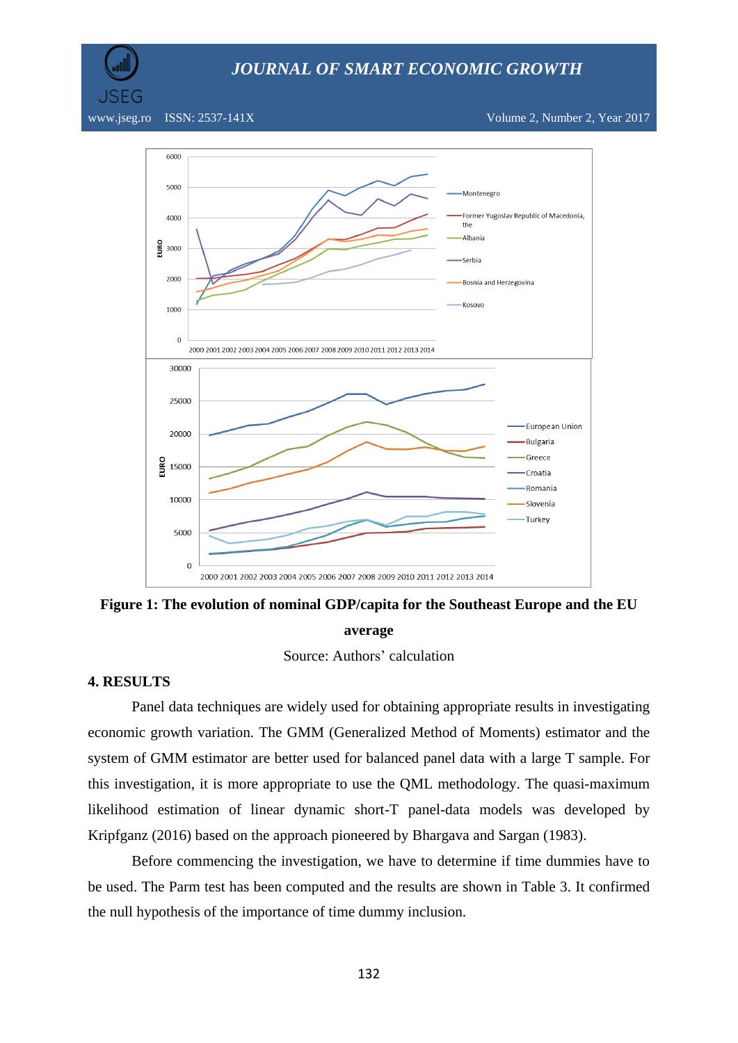**Figure 1: The evolution of nominal GDP/capita for the Southeast Europe and the EU average**

Source: Authors' calculation

## 4. RESULTS

Panel data techniques are widely used for obtaining appropriate results in investigating economic growth variation. The GMM (Generalized Method of Moments) estimator and the system of GMM estimator are better used for balanced panel data with a large T sample. For this investigation, it is more appropriate to use the QML methodology. The quasi-maximum likelihood estimation of linear dynamic short-T panel-data models was developed by Kripfganz (2016) based on the approach pioneered by Bhargava and Sargan (1983).

Before commencing the investigation, we have to determine if time dummies have to be used. The Parm test has been computed and the results are shown in Table 3. It confirmed the null hypothesis of the importance of time dummy inclusion.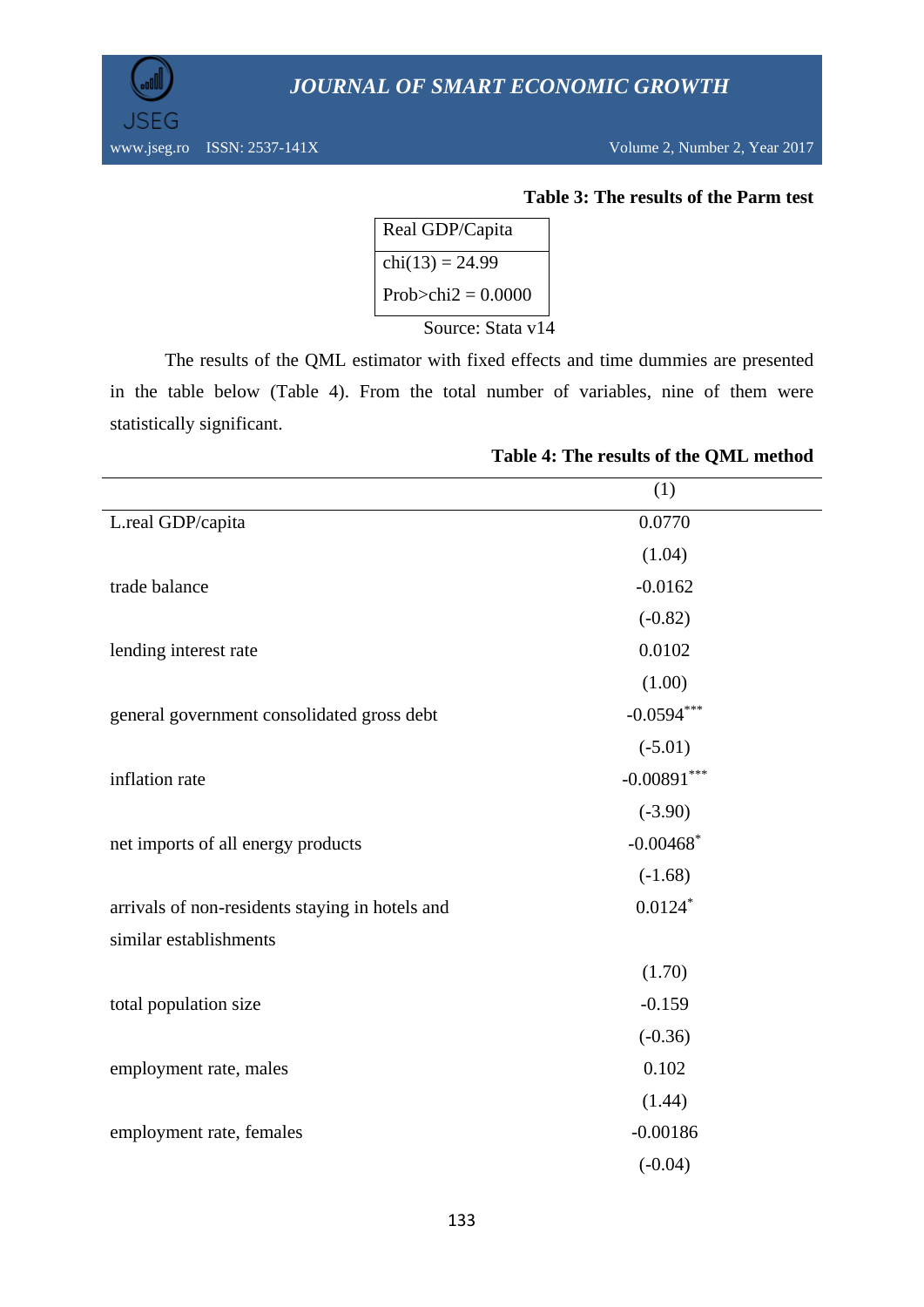**Table 3: The results of the Parm test**

| Real GDP/Capita |
|---|
| chi(13) = 24.99 |
| Prob>chi2 = 0.0000 |

Source: Stata v14

The results of the QML estimator with fixed effects and time dummies are presented in the table below (Table 4). From the total number of variables, nine of them were statistically significant.

**Table 4: The results of the QML method**

| | (1) |
|---|---|
| L.real GDP/capita | 0.0770 |
| | (1.04) |
| trade balance | -0.0162 |
| | (-0.82) |
| lending interest rate | 0.0102 |
| | (1.00) |
| general government consolidated gross debt | -0.0594*** |
| | (-5.01) |
| inflation rate | -0.00891*** |
| | (-3.90) |
| net imports of all energy products | -0.00468* |
| | (-1.68) |
| arrivals of non-residents staying in hotels and similar establishments | 0.0124* |
| | (1.70) |
| total population size | -0.159 |
| | (-0.36) |
| employment rate, males | 0.102 |
| | (1.44) |
| employment rate, females | -0.00186 |
| | (-0.04) |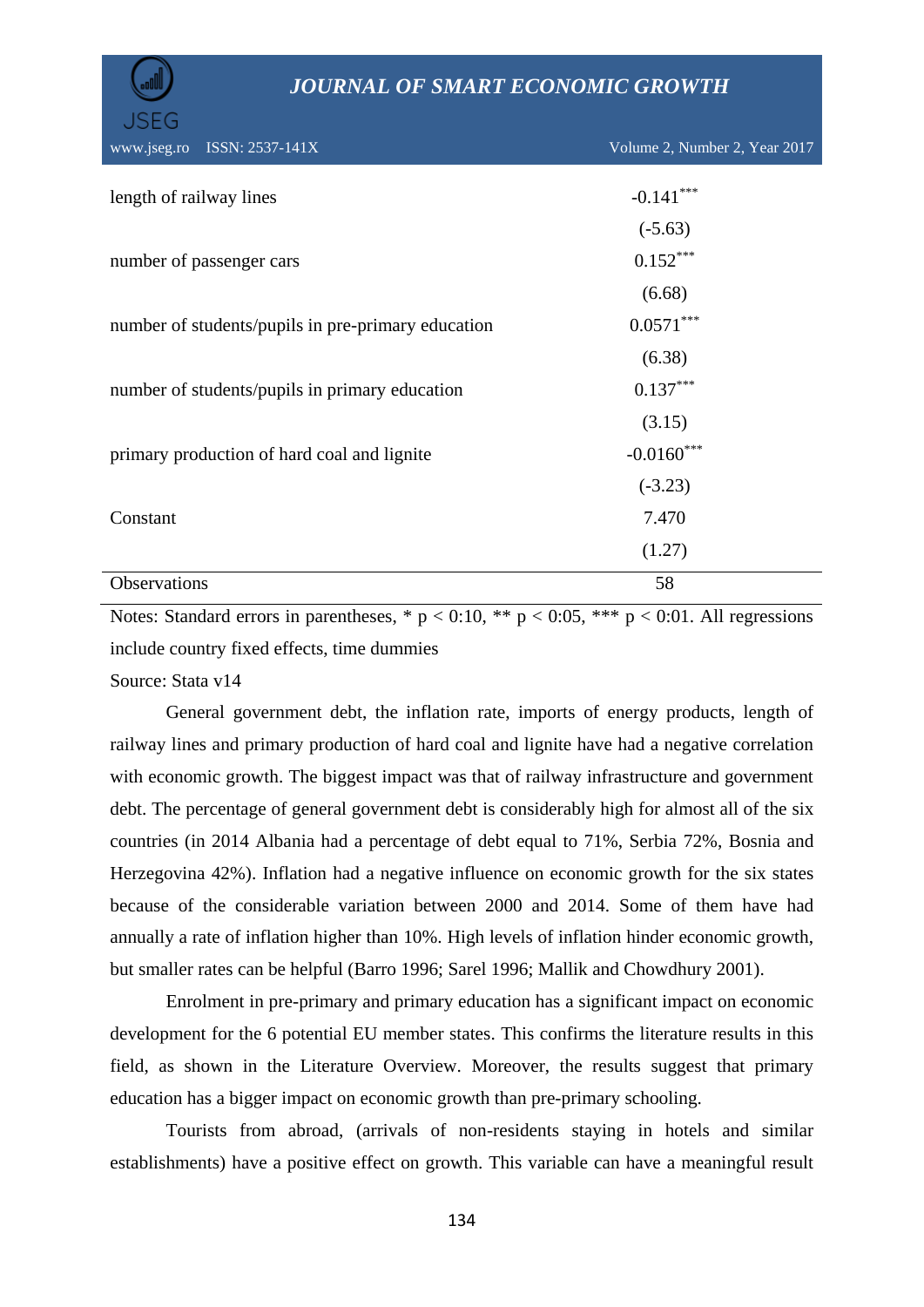| | |
|---|---|
| length of railway lines | -0.141*** |
| | (-5.63) |
| number of passenger cars | 0.152*** |
| | (6.68) |
| number of students/pupils in pre-primary education | 0.0571*** |
| | (6.38) |
| number of students/pupils in primary education | 0.137*** |
| | (3.15) |
| primary production of hard coal and lignite | -0.0160*** |
| | (-3.23) |
| Constant | 7.470 |
| | (1.27) |
| Observations | 58 |

Notes: Standard errors in parentheses, * p < 0:10, ** p < 0:05, *** p < 0:01. All regressions include country fixed effects, time dummies

Source: Stata v14

General government debt, the inflation rate, imports of energy products, length of railway lines and primary production of hard coal and lignite have had a negative correlation with economic growth. The biggest impact was that of railway infrastructure and government debt. The percentage of general government debt is considerably high for almost all of the six countries (in 2014 Albania had a percentage of debt equal to 71%, Serbia 72%, Bosnia and Herzegovina 42%). Inflation had a negative influence on economic growth for the six states because of the considerable variation between 2000 and 2014. Some of them have had annually a rate of inflation higher than 10%. High levels of inflation hinder economic growth, but smaller rates can be helpful (Barro 1996; Sarel 1996; Mallik and Chowdhury 2001).

Enrolment in pre-primary and primary education has a significant impact on economic development for the 6 potential EU member states. This confirms the literature results in this field, as shown in the Literature Overview. Moreover, the results suggest that primary education has a bigger impact on economic growth than pre-primary schooling.

Tourists from abroad, (arrivals of non-residents staying in hotels and similar establishments) have a positive effect on growth. This variable can have a meaningful result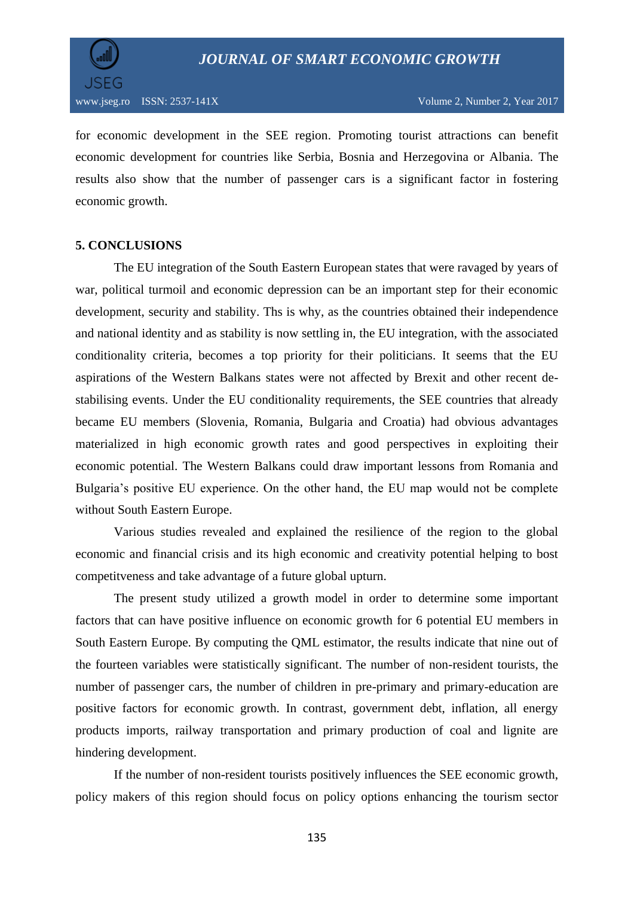for economic development in the SEE region. Promoting tourist attractions can benefit economic development for countries like Serbia, Bosnia and Herzegovina or Albania. The results also show that the number of passenger cars is a significant factor in fostering economic growth.

## 5. CONCLUSIONS

The EU integration of the South Eastern European states that were ravaged by years of war, political turmoil and economic depression can be an important step for their economic development, security and stability. Ths is why, as the countries obtained their independence and national identity and as stability is now settling in, the EU integration, with the associated conditionality criteria, becomes a top priority for their politicians. It seems that the EU aspirations of the Western Balkans states were not affected by Brexit and other recent de-stabilising events. Under the EU conditionality requirements, the SEE countries that already became EU members (Slovenia, Romania, Bulgaria and Croatia) had obvious advantages materialized in high economic growth rates and good perspectives in exploiting their economic potential. The Western Balkans could draw important lessons from Romania and Bulgaria's positive EU experience. On the other hand, the EU map would not be complete without South Eastern Europe.

Various studies revealed and explained the resilience of the region to the global economic and financial crisis and its high economic and creativity potential helping to bost competitveness and take advantage of a future global upturn.

The present study utilized a growth model in order to determine some important factors that can have positive influence on economic growth for 6 potential EU members in South Eastern Europe. By computing the QML estimator, the results indicate that nine out of the fourteen variables were statistically significant. The number of non-resident tourists, the number of passenger cars, the number of children in pre-primary and primary-education are positive factors for economic growth. In contrast, government debt, inflation, all energy products imports, railway transportation and primary production of coal and lignite are hindering development.

If the number of non-resident tourists positively influences the SEE economic growth, policy makers of this region should focus on policy options enhancing the tourism sector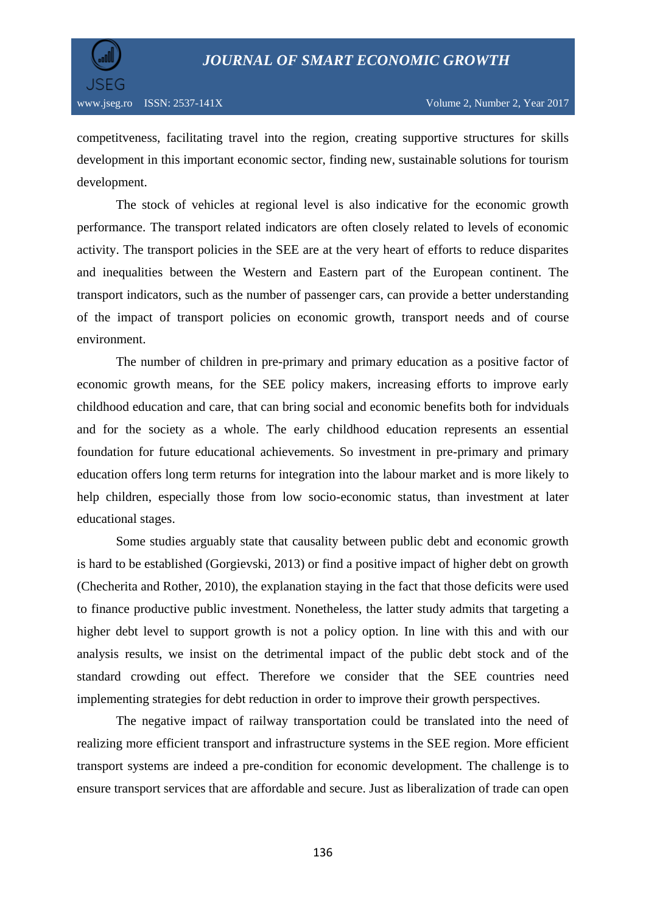competitveness, facilitating travel into the region, creating supportive structures for skills development in this important economic sector, finding new, sustainable solutions for tourism development.

The stock of vehicles at regional level is also indicative for the economic growth performance. The transport related indicators are often closely related to levels of economic activity. The transport policies in the SEE are at the very heart of efforts to reduce disparites and inequalities between the Western and Eastern part of the European continent. The transport indicators, such as the number of passenger cars, can provide a better understanding of the impact of transport policies on economic growth, transport needs and of course environment.

The number of children in pre-primary and primary education as a positive factor of economic growth means, for the SEE policy makers, increasing efforts to improve early childhood education and care, that can bring social and economic benefits both for indviduals and for the society as a whole. The early childhood education represents an essential foundation for future educational achievements. So investment in pre-primary and primary education offers long term returns for integration into the labour market and is more likely to help children, especially those from low socio-economic status, than investment at later educational stages.

Some studies arguably state that causality between public debt and economic growth is hard to be established (Gorgievski, 2013) or find a positive impact of higher debt on growth (Checherita and Rother, 2010), the explanation staying in the fact that those deficits were used to finance productive public investment. Nonetheless, the latter study admits that targeting a higher debt level to support growth is not a policy option. In line with this and with our analysis results, we insist on the detrimental impact of the public debt stock and of the standard crowding out effect. Therefore we consider that the SEE countries need implementing strategies for debt reduction in order to improve their growth perspectives.

The negative impact of railway transportation could be translated into the need of realizing more efficient transport and infrastructure systems in the SEE region. More efficient transport systems are indeed a pre-condition for economic development. The challenge is to ensure transport services that are affordable and secure. Just as liberalization of trade can open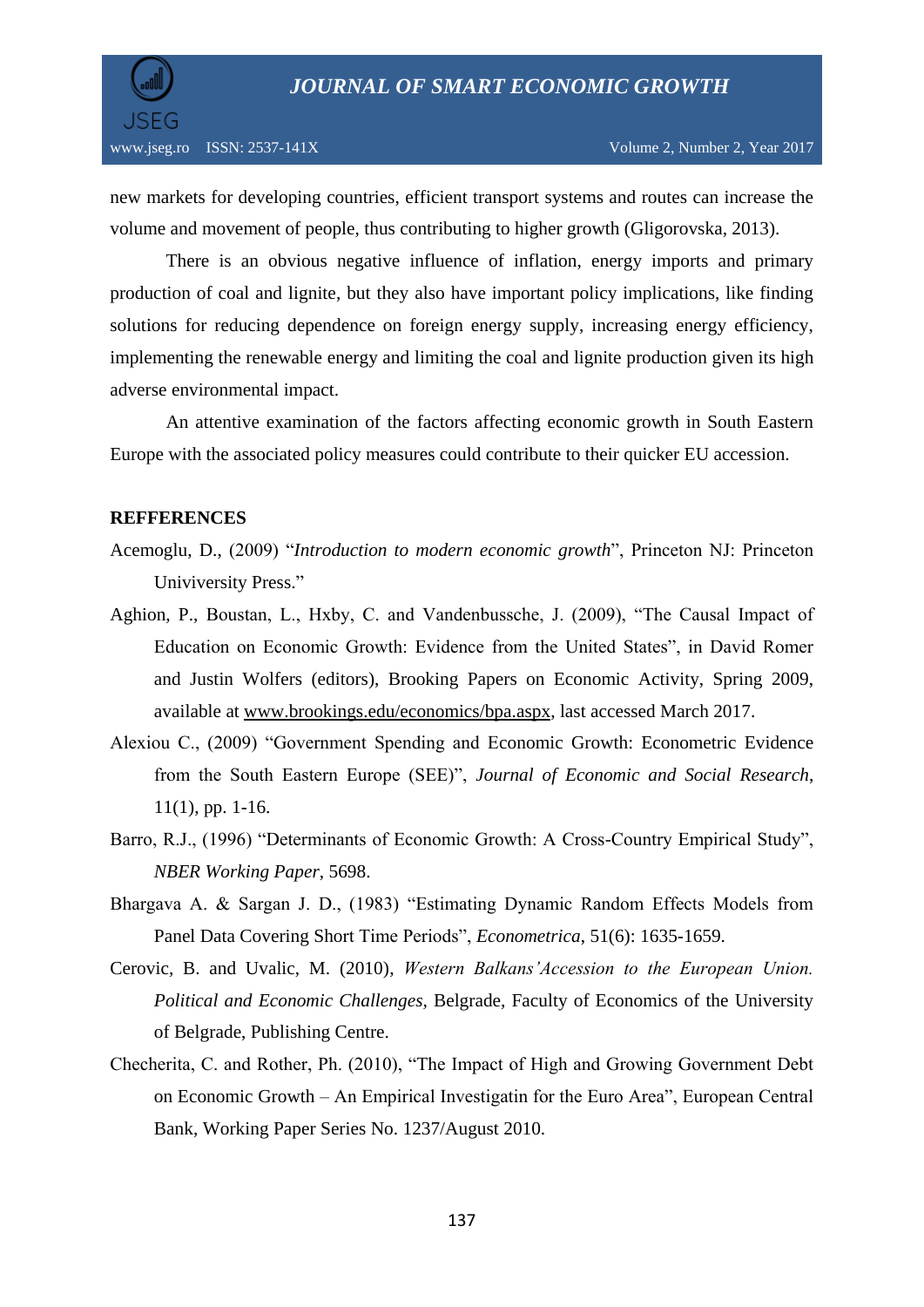new markets for developing countries, efficient transport systems and routes can increase the volume and movement of people, thus contributing to higher growth (Gligorovska, 2013).

There is an obvious negative influence of inflation, energy imports and primary production of coal and lignite, but they also have important policy implications, like finding solutions for reducing dependence on foreign energy supply, increasing energy efficiency, implementing the renewable energy and limiting the coal and lignite production given its high adverse environmental impact.

An attentive examination of the factors affecting economic growth in South Eastern Europe with the associated policy measures could contribute to their quicker EU accession.

## REFFERENCES

Acemoglu, D., (2009) "*Introduction to modern economic growth*", Princeton NJ: Princeton Univiversity Press."

Aghion, P., Boustan, L., Hxby, C. and Vandenbussche, J. (2009), "The Causal Impact of Education on Economic Growth: Evidence from the United States", in David Romer and Justin Wolfers (editors), Brooking Papers on Economic Activity, Spring 2009, available at www.brookings.edu/economics/bpa.aspx, last accessed March 2017.

Alexiou C., (2009) "Government Spending and Economic Growth: Econometric Evidence from the South Eastern Europe (SEE)", *Journal of Economic and Social Research*, 11(1), pp. 1-16.

Barro, R.J., (1996) "Determinants of Economic Growth: A Cross-Country Empirical Study", *NBER Working Paper*, 5698.

Bhargava A. & Sargan J. D., (1983) "Estimating Dynamic Random Effects Models from Panel Data Covering Short Time Periods", *Econometrica*, 51(6): 1635-1659.

Cerovic, B. and Uvalic, M. (2010), *Western Balkans'Accession to the European Union. Political and Economic Challenges*, Belgrade, Faculty of Economics of the University of Belgrade, Publishing Centre.

Checherita, C. and Rother, Ph. (2010), "The Impact of High and Growing Government Debt on Economic Growth – An Empirical Investigatin for the Euro Area", European Central Bank, Working Paper Series No. 1237/August 2010.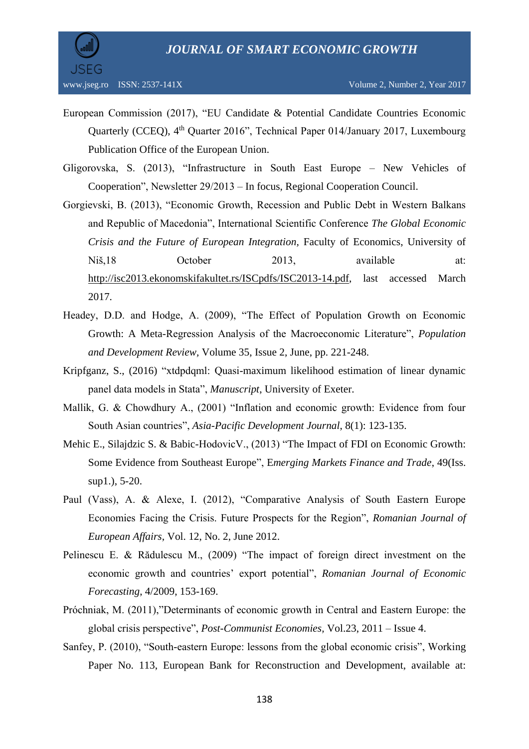European Commission (2017), "EU Candidate & Potential Candidate Countries Economic Quarterly (CCEQ), 4th Quarter 2016", Technical Paper 014/January 2017, Luxembourg Publication Office of the European Union.

Gligorovska, S. (2013), "Infrastructure in South East Europe – New Vehicles of Cooperation", Newsletter 29/2013 – In focus, Regional Cooperation Council.

Gorgievski, B. (2013), "Economic Growth, Recession and Public Debt in Western Balkans and Republic of Macedonia", International Scientific Conference *The Global Economic Crisis and the Future of European Integration*, Faculty of Economics, University of Niš,18 October 2013, available at: http://isc2013.ekonomskifakultet.rs/ISCpdfs/ISC2013-14.pdf, last accessed March 2017.

Headey, D.D. and Hodge, A. (2009), "The Effect of Population Growth on Economic Growth: A Meta-Regression Analysis of the Macroeconomic Literature", *Population and Development Review*, Volume 35, Issue 2, June, pp. 221-248.

Kripfganz, S., (2016) "xtdpdqml: Quasi-maximum likelihood estimation of linear dynamic panel data models in Stata", *Manuscript*, University of Exeter.

Mallik, G. & Chowdhury A., (2001) "Inflation and economic growth: Evidence from four South Asian countries", *Asia-Pacific Development Journal*, 8(1): 123-135.

Mehic E., Silajdzic S. & Babic-HodovicV., (2013) "The Impact of FDI on Economic Growth: Some Evidence from Southeast Europe", E*merging Markets Finance and Trade*, 49(Iss. sup1.), 5-20.

Paul (Vass), A. & Alexe, I. (2012), "Comparative Analysis of South Eastern Europe Economies Facing the Crisis. Future Prospects for the Region", *Romanian Journal of European Affairs,* Vol. 12, No. 2, June 2012.

Pelinescu E. & Rădulescu M., (2009) "The impact of foreign direct investment on the economic growth and countries' export potential", *Romanian Journal of Economic Forecasting*, 4/2009, 153-169.

Próchniak, M. (2011),"Determinants of economic growth in Central and Eastern Europe: the global crisis perspective", *Post-Communist Economies,* Vol.23, 2011 – Issue 4.

Sanfey, P. (2010), "South-eastern Europe: lessons from the global economic crisis", Working Paper No. 113, European Bank for Reconstruction and Development, available at: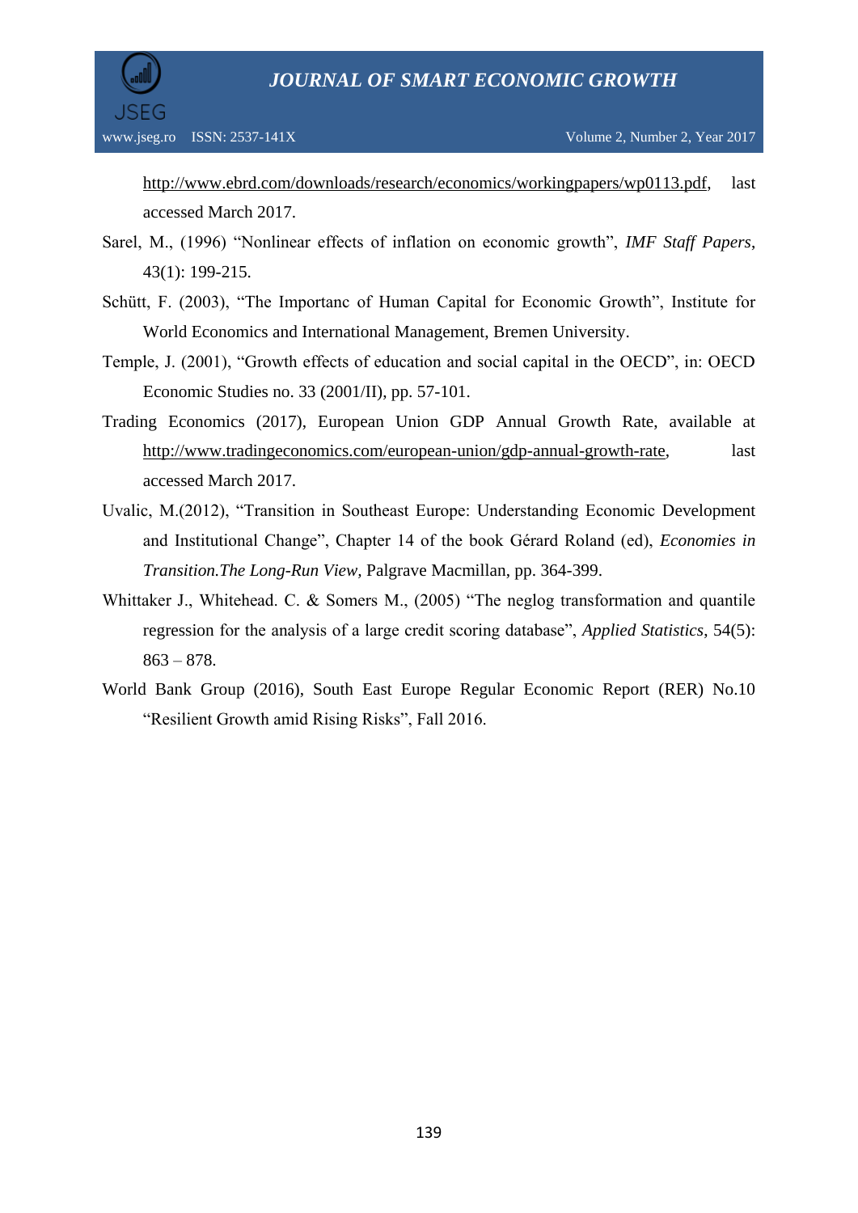http://www.ebrd.com/downloads/research/economics/workingpapers/wp0113.pdf, last accessed March 2017.

Sarel, M., (1996) "Nonlinear effects of inflation on economic growth", *IMF Staff Papers*, 43(1): 199-215.

Schütt, F. (2003), "The Importanc of Human Capital for Economic Growth", Institute for World Economics and International Management, Bremen University.

Temple, J. (2001), "Growth effects of education and social capital in the OECD", in: OECD Economic Studies no. 33 (2001/II), pp. 57-101.

Trading Economics (2017), European Union GDP Annual Growth Rate, available at http://www.tradingeconomics.com/european-union/gdp-annual-growth-rate, last accessed March 2017.

Uvalic, M.(2012), "Transition in Southeast Europe: Understanding Economic Development and Institutional Change", Chapter 14 of the book Gérard Roland (ed), *Economies in Transition.The Long-Run View,* Palgrave Macmillan, pp. 364-399.

Whittaker J., Whitehead. C. & Somers M., (2005) "The neglog transformation and quantile regression for the analysis of a large credit scoring database", *Applied Statistics*, 54(5): 863 – 878.

World Bank Group (2016), South East Europe Regular Economic Report (RER) No.10 "Resilient Growth amid Rising Risks", Fall 2016.